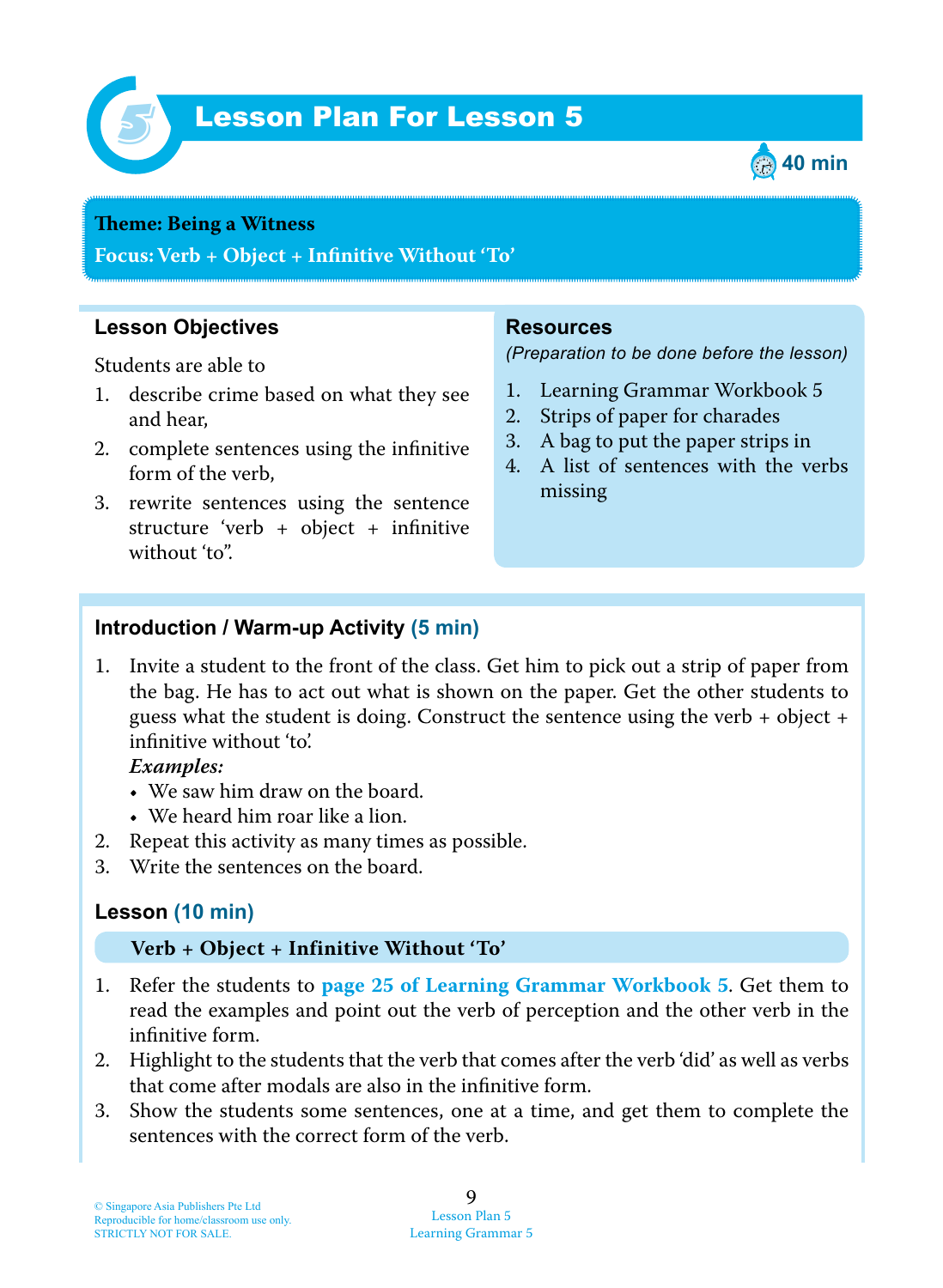# Lesson Plan For Lesson 5

40 min

**Theme: Being a Witness**

**Focus: Verb + Object + Infinitive Without 'To'**

## Lesson Objectives

Students are able to

1. describe crime based on what they see and hear,
2. complete sentences using the infinitive form of the verb,
3. rewrite sentences using the sentence structure 'verb + object + infinitive without 'to''.

## Resources

*(Preparation to be done before the lesson)*

1. Learning Grammar Workbook 5
2. Strips of paper for charades
3. A bag to put the paper strips in
4. A list of sentences with the verbs missing

## Introduction / Warm-up Activity (5 min)

1. Invite a student to the front of the class. Get him to pick out a strip of paper from the bag. He has to act out what is shown on the paper. Get the other students to guess what the student is doing. Construct the sentence using the verb + object + infinitive without 'to'.
   ***Examples:***
   - We saw him draw on the board.
   - We heard him roar like a lion.
2. Repeat this activity as many times as possible.
3. Write the sentences on the board.

## Lesson (10 min)

**Verb + Object + Infinitive Without 'To'**

1. Refer the students to **page 25 of Learning Grammar Workbook 5**. Get them to read the examples and point out the verb of perception and the other verb in the infinitive form.
2. Highlight to the students that the verb that comes after the verb 'did' as well as verbs that come after modals are also in the infinitive form.
3. Show the students some sentences, one at a time, and get them to complete the sentences with the correct form of the verb.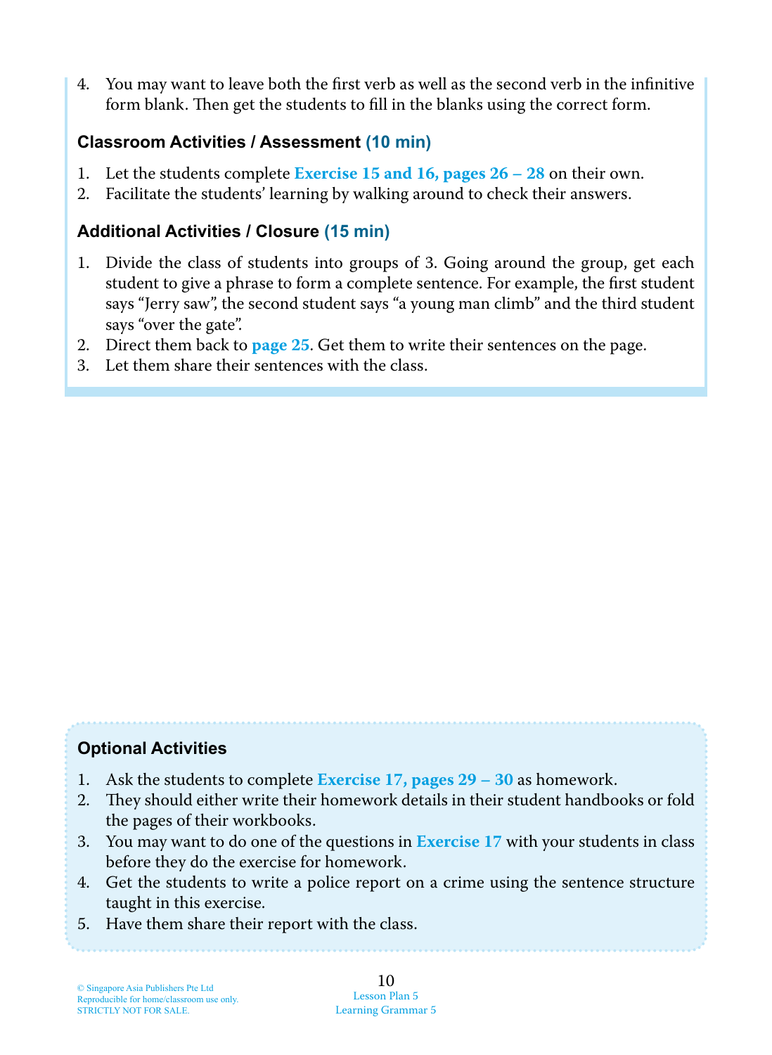4. You may want to leave both the first verb as well as the second verb in the infinitive form blank. Then get the students to fill in the blanks using the correct form.

### Classroom Activities / Assessment (10 min)

1. Let the students complete **Exercise 15 and 16, pages 26 – 28** on their own.
2. Facilitate the students' learning by walking around to check their answers.

### Additional Activities / Closure (15 min)

1. Divide the class of students into groups of 3. Going around the group, get each student to give a phrase to form a complete sentence. For example, the first student says "Jerry saw", the second student says "a young man climb" and the third student says "over the gate".
2. Direct them back to **page 25**. Get them to write their sentences on the page.
3. Let them share their sentences with the class.

### Optional Activities

1. Ask the students to complete **Exercise 17, pages 29 – 30** as homework.
2. They should either write their homework details in their student handbooks or fold the pages of their workbooks.
3. You may want to do one of the questions in **Exercise 17** with your students in class before they do the exercise for homework.
4. Get the students to write a police report on a crime using the sentence structure taught in this exercise.
5. Have them share their report with the class.

© Singapore Asia Publishers Pte Ltd
Reproducible for home/classroom use only.
STRICTLY NOT FOR SALE.